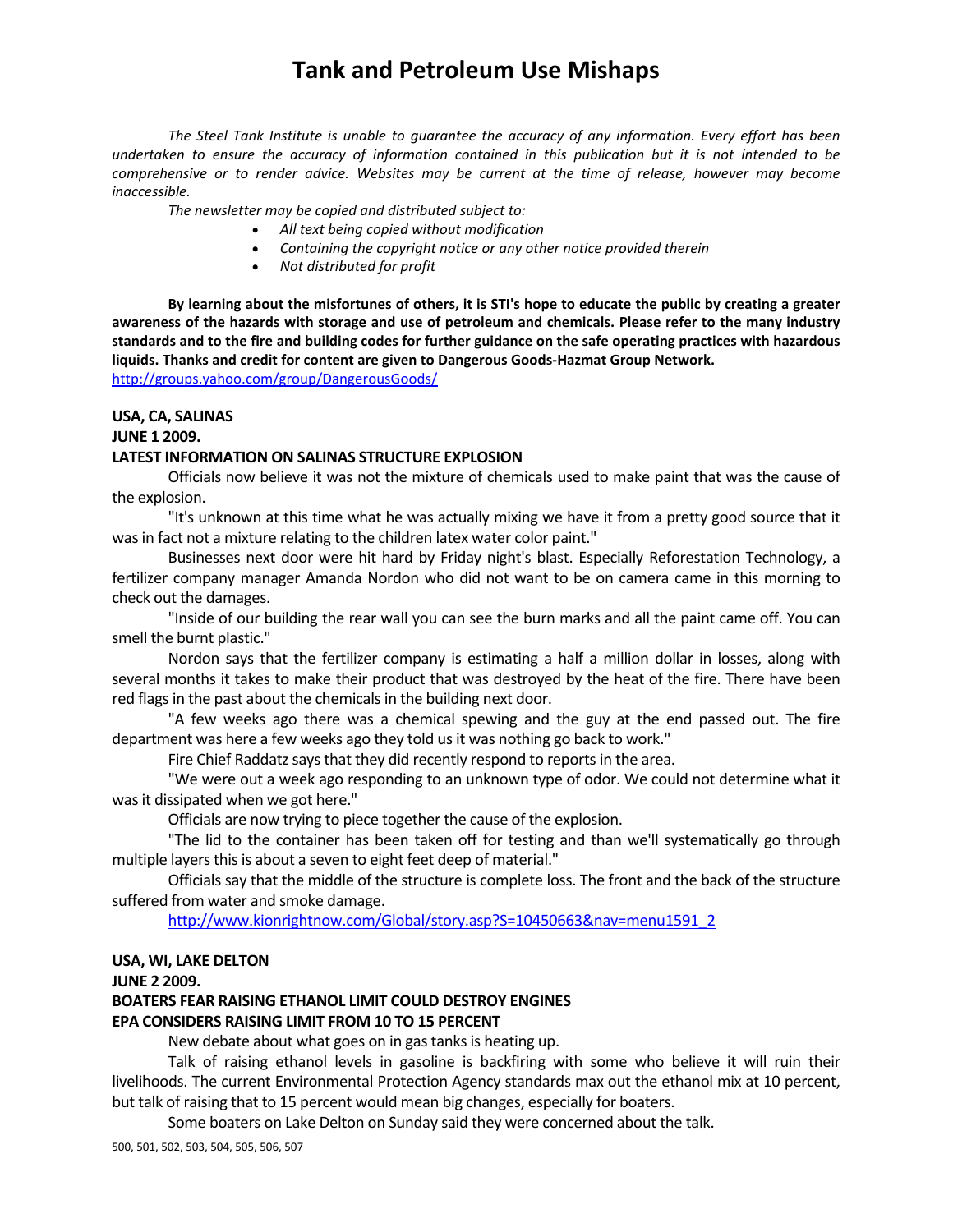# Tank and Petroleum Use Mishaps

*The Steel Tank Institute is unable to guarantee the accuracy of any information. Every effort has been undertaken to ensure the accuracy of information contained in this publication but it is not intended to be comprehensive or to render advice. Websites may be current at the time of release, however may become inaccessible.*

*The newsletter may be copied and distributed subject to:*

- *All text being copied without modification*
- *Containing the copyright notice or any other notice provided therein*
- *Not distributed for profit*

**By learning about the misfortunes of others, it is STI's hope to educate the public by creating a greater awareness of the hazards with storage and use of petroleum and chemicals. Please refer to the many industry standards and to the fire and building codes for further guidance on the safe operating practices with hazardous liquids. Thanks and credit for content are given to Dangerous Goods-Hazmat Group Network.**
http://groups.yahoo.com/group/DangerousGoods/

**USA, CA, SALINAS**
**JUNE 1 2009.**
**LATEST INFORMATION ON SALINAS STRUCTURE EXPLOSION**

Officials now believe it was not the mixture of chemicals used to make paint that was the cause of the explosion.

"It's unknown at this time what he was actually mixing we have it from a pretty good source that it was in fact not a mixture relating to the children latex water color paint."

Businesses next door were hit hard by Friday night's blast. Especially Reforestation Technology, a fertilizer company manager Amanda Nordon who did not want to be on camera came in this morning to check out the damages.

"Inside of our building the rear wall you can see the burn marks and all the paint came off. You can smell the burnt plastic."

Nordon says that the fertilizer company is estimating a half a million dollar in losses, along with several months it takes to make their product that was destroyed by the heat of the fire. There have been red flags in the past about the chemicals in the building next door.

"A few weeks ago there was a chemical spewing and the guy at the end passed out. The fire department was here a few weeks ago they told us it was nothing go back to work."

Fire Chief Raddatz says that they did recently respond to reports in the area.

"We were out a week ago responding to an unknown type of odor. We could not determine what it was it dissipated when we got here."

Officials are now trying to piece together the cause of the explosion.

"The lid to the container has been taken off for testing and than we'll systematically go through multiple layers this is about a seven to eight feet deep of material."

Officials say that the middle of the structure is complete loss. The front and the back of the structure suffered from water and smoke damage.

http://www.kionrightnow.com/Global/story.asp?S=10450663&nav=menu1591_2

**USA, WI, LAKE DELTON**
**JUNE 2 2009.**
**BOATERS FEAR RAISING ETHANOL LIMIT COULD DESTROY ENGINES**
**EPA CONSIDERS RAISING LIMIT FROM 10 TO 15 PERCENT**

New debate about what goes on in gas tanks is heating up.

Talk of raising ethanol levels in gasoline is backfiring with some who believe it will ruin their livelihoods. The current Environmental Protection Agency standards max out the ethanol mix at 10 percent, but talk of raising that to 15 percent would mean big changes, especially for boaters.

Some boaters on Lake Delton on Sunday said they were concerned about the talk.

500, 501, 502, 503, 504, 505, 506, 507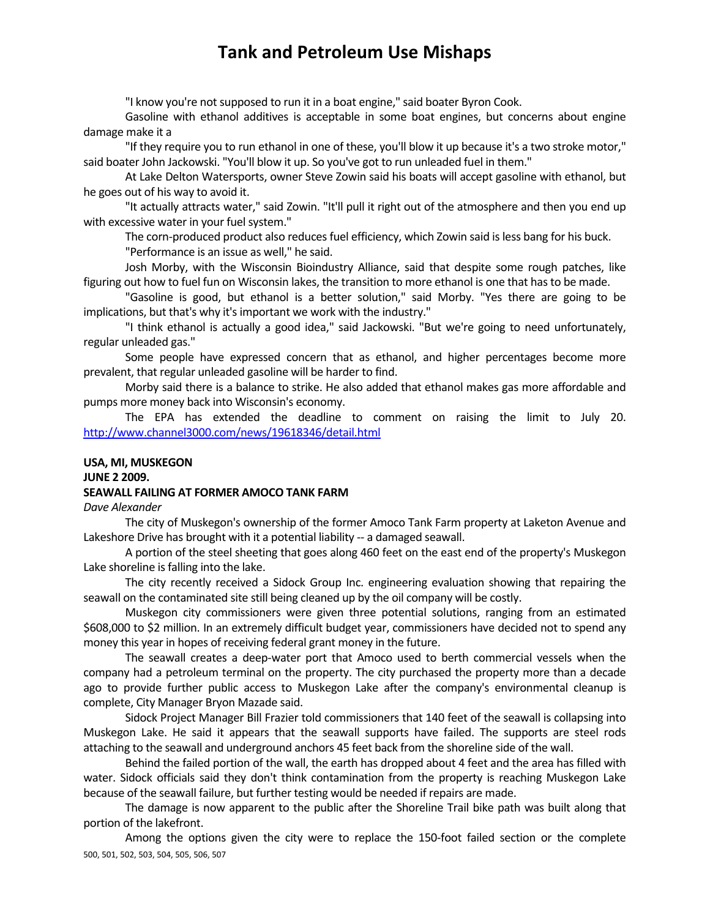"I know you're not supposed to run it in a boat engine," said boater Byron Cook.

Gasoline with ethanol additives is acceptable in some boat engines, but concerns about engine damage make it a

"If they require you to run ethanol in one of these, you'll blow it up because it's a two stroke motor," said boater John Jackowski. "You'll blow it up. So you've got to run unleaded fuel in them."

At Lake Delton Watersports, owner Steve Zowin said his boats will accept gasoline with ethanol, but he goes out of his way to avoid it.

"It actually attracts water," said Zowin. "It'll pull it right out of the atmosphere and then you end up with excessive water in your fuel system."

The corn-produced product also reduces fuel efficiency, which Zowin said is less bang for his buck.

"Performance is an issue as well," he said.

Josh Morby, with the Wisconsin Bioindustry Alliance, said that despite some rough patches, like figuring out how to fuel fun on Wisconsin lakes, the transition to more ethanol is one that has to be made.

"Gasoline is good, but ethanol is a better solution," said Morby. "Yes there are going to be implications, but that's why it's important we work with the industry."

"I think ethanol is actually a good idea," said Jackowski. "But we're going to need unfortunately, regular unleaded gas."

Some people have expressed concern that as ethanol, and higher percentages become more prevalent, that regular unleaded gasoline will be harder to find.

Morby said there is a balance to strike. He also added that ethanol makes gas more affordable and pumps more money back into Wisconsin's economy.

The EPA has extended the deadline to comment on raising the limit to July 20. http://www.channel3000.com/news/19618346/detail.html

**USA, MI, MUSKEGON**
**JUNE 2 2009.**
**SEAWALL FAILING AT FORMER AMOCO TANK FARM**
*Dave Alexander*

The city of Muskegon's ownership of the former Amoco Tank Farm property at Laketon Avenue and Lakeshore Drive has brought with it a potential liability -- a damaged seawall.

A portion of the steel sheeting that goes along 460 feet on the east end of the property's Muskegon Lake shoreline is falling into the lake.

The city recently received a Sidock Group Inc. engineering evaluation showing that repairing the seawall on the contaminated site still being cleaned up by the oil company will be costly.

Muskegon city commissioners were given three potential solutions, ranging from an estimated $608,000 to $2 million. In an extremely difficult budget year, commissioners have decided not to spend any money this year in hopes of receiving federal grant money in the future.

The seawall creates a deep-water port that Amoco used to berth commercial vessels when the company had a petroleum terminal on the property. The city purchased the property more than a decade ago to provide further public access to Muskegon Lake after the company's environmental cleanup is complete, City Manager Bryon Mazade said.

Sidock Project Manager Bill Frazier told commissioners that 140 feet of the seawall is collapsing into Muskegon Lake. He said it appears that the seawall supports have failed. The supports are steel rods attaching to the seawall and underground anchors 45 feet back from the shoreline side of the wall.

Behind the failed portion of the wall, the earth has dropped about 4 feet and the area has filled with water. Sidock officials said they don't think contamination from the property is reaching Muskegon Lake because of the seawall failure, but further testing would be needed if repairs are made.

The damage is now apparent to the public after the Shoreline Trail bike path was built along that portion of the lakefront.

Among the options given the city were to replace the 150-foot failed section or the complete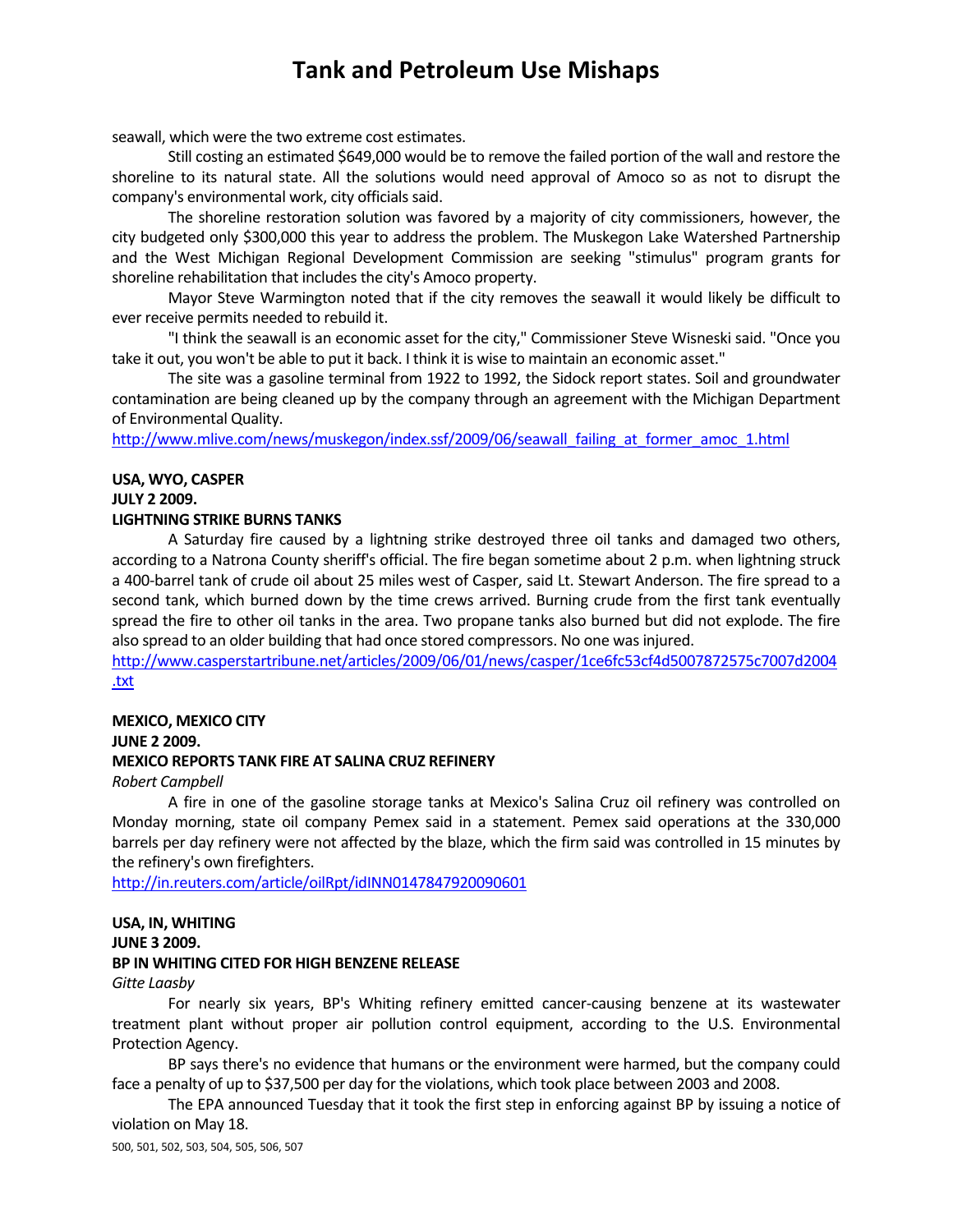seawall, which were the two extreme cost estimates.

Still costing an estimated $649,000 would be to remove the failed portion of the wall and restore the shoreline to its natural state. All the solutions would need approval of Amoco so as not to disrupt the company's environmental work, city officials said.

The shoreline restoration solution was favored by a majority of city commissioners, however, the city budgeted only $300,000 this year to address the problem. The Muskegon Lake Watershed Partnership and the West Michigan Regional Development Commission are seeking "stimulus" program grants for shoreline rehabilitation that includes the city's Amoco property.

Mayor Steve Warmington noted that if the city removes the seawall it would likely be difficult to ever receive permits needed to rebuild it.

"I think the seawall is an economic asset for the city," Commissioner Steve Wisneski said. "Once you take it out, you won't be able to put it back. I think it is wise to maintain an economic asset."

The site was a gasoline terminal from 1922 to 1992, the Sidock report states. Soil and groundwater contamination are being cleaned up by the company through an agreement with the Michigan Department of Environmental Quality.

http://www.mlive.com/news/muskegon/index.ssf/2009/06/seawall_failing_at_former_amoc_1.html

**USA, WYO, CASPER**
**JULY 2 2009.**
**LIGHTNING STRIKE BURNS TANKS**

A Saturday fire caused by a lightning strike destroyed three oil tanks and damaged two others, according to a Natrona County sheriff's official. The fire began sometime about 2 p.m. when lightning struck a 400-barrel tank of crude oil about 25 miles west of Casper, said Lt. Stewart Anderson. The fire spread to a second tank, which burned down by the time crews arrived. Burning crude from the first tank eventually spread the fire to other oil tanks in the area. Two propane tanks also burned but did not explode. The fire also spread to an older building that had once stored compressors. No one was injured.

http://www.casperstartribune.net/articles/2009/06/01/news/casper/1ce6fc53cf4d5007872575c7007d2004.txt

**MEXICO, MEXICO CITY**
**JUNE 2 2009.**
**MEXICO REPORTS TANK FIRE AT SALINA CRUZ REFINERY**
*Robert Campbell*

A fire in one of the gasoline storage tanks at Mexico's Salina Cruz oil refinery was controlled on Monday morning, state oil company Pemex said in a statement. Pemex said operations at the 330,000 barrels per day refinery were not affected by the blaze, which the firm said was controlled in 15 minutes by the refinery's own firefighters.

http://in.reuters.com/article/oilRpt/idINN0147847920090601

**USA, IN, WHITING**
**JUNE 3 2009.**
**BP IN WHITING CITED FOR HIGH BENZENE RELEASE**
*Gitte Laasby*

For nearly six years, BP's Whiting refinery emitted cancer-causing benzene at its wastewater treatment plant without proper air pollution control equipment, according to the U.S. Environmental Protection Agency.

BP says there's no evidence that humans or the environment were harmed, but the company could face a penalty of up to $37,500 per day for the violations, which took place between 2003 and 2008.

The EPA announced Tuesday that it took the first step in enforcing against BP by issuing a notice of violation on May 18.

500, 501, 502, 503, 504, 505, 506, 507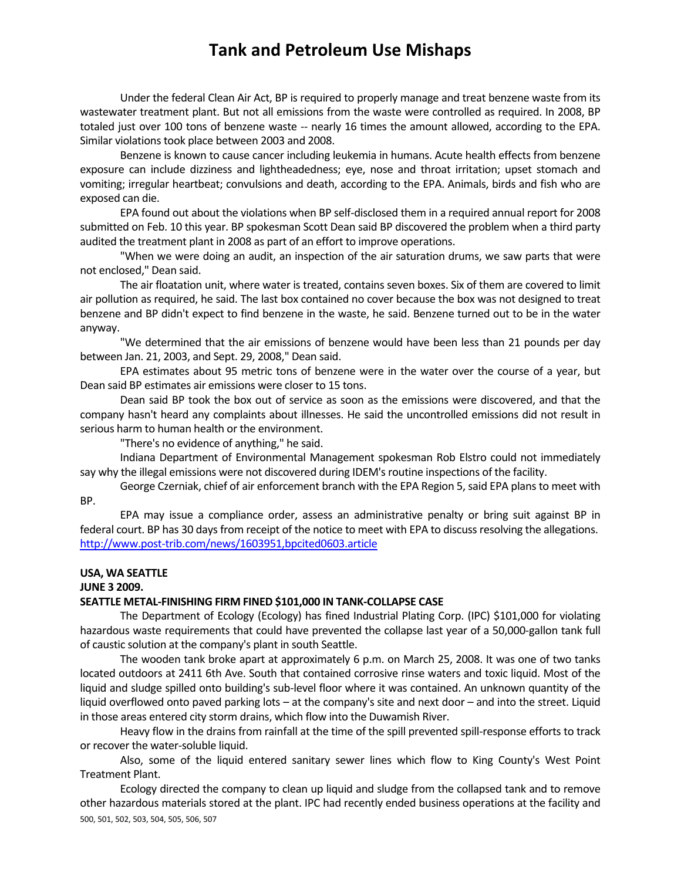Under the federal Clean Air Act, BP is required to properly manage and treat benzene waste from its wastewater treatment plant. But not all emissions from the waste were controlled as required. In 2008, BP totaled just over 100 tons of benzene waste -- nearly 16 times the amount allowed, according to the EPA. Similar violations took place between 2003 and 2008.

Benzene is known to cause cancer including leukemia in humans. Acute health effects from benzene exposure can include dizziness and lightheadedness; eye, nose and throat irritation; upset stomach and vomiting; irregular heartbeat; convulsions and death, according to the EPA. Animals, birds and fish who are exposed can die.

EPA found out about the violations when BP self-disclosed them in a required annual report for 2008 submitted on Feb. 10 this year. BP spokesman Scott Dean said BP discovered the problem when a third party audited the treatment plant in 2008 as part of an effort to improve operations.

"When we were doing an audit, an inspection of the air saturation drums, we saw parts that were not enclosed," Dean said.

The air floatation unit, where water is treated, contains seven boxes. Six of them are covered to limit air pollution as required, he said. The last box contained no cover because the box was not designed to treat benzene and BP didn't expect to find benzene in the waste, he said. Benzene turned out to be in the water anyway.

"We determined that the air emissions of benzene would have been less than 21 pounds per day between Jan. 21, 2003, and Sept. 29, 2008," Dean said.

EPA estimates about 95 metric tons of benzene were in the water over the course of a year, but Dean said BP estimates air emissions were closer to 15 tons.

Dean said BP took the box out of service as soon as the emissions were discovered, and that the company hasn't heard any complaints about illnesses. He said the uncontrolled emissions did not result in serious harm to human health or the environment.

"There's no evidence of anything," he said.

Indiana Department of Environmental Management spokesman Rob Elstro could not immediately say why the illegal emissions were not discovered during IDEM's routine inspections of the facility.

George Czerniak, chief of air enforcement branch with the EPA Region 5, said EPA plans to meet with BP.

EPA may issue a compliance order, assess an administrative penalty or bring suit against BP in federal court. BP has 30 days from receipt of the notice to meet with EPA to discuss resolving the allegations.
http://www.post-trib.com/news/1603951,bpcited0603.article

**USA, WA SEATTLE**
**JUNE 3 2009.**
**SEATTLE METAL-FINISHING FIRM FINED $101,000 IN TANK-COLLAPSE CASE**

The Department of Ecology (Ecology) has fined Industrial Plating Corp. (IPC) $101,000 for violating hazardous waste requirements that could have prevented the collapse last year of a 50,000-gallon tank full of caustic solution at the company's plant in south Seattle.

The wooden tank broke apart at approximately 6 p.m. on March 25, 2008. It was one of two tanks located outdoors at 2411 6th Ave. South that contained corrosive rinse waters and toxic liquid. Most of the liquid and sludge spilled onto building's sub-level floor where it was contained. An unknown quantity of the liquid overflowed onto paved parking lots – at the company's site and next door – and into the street. Liquid in those areas entered city storm drains, which flow into the Duwamish River.

Heavy flow in the drains from rainfall at the time of the spill prevented spill-response efforts to track or recover the water-soluble liquid.

Also, some of the liquid entered sanitary sewer lines which flow to King County's West Point Treatment Plant.

Ecology directed the company to clean up liquid and sludge from the collapsed tank and to remove other hazardous materials stored at the plant. IPC had recently ended business operations at the facility and

500, 501, 502, 503, 504, 505, 506, 507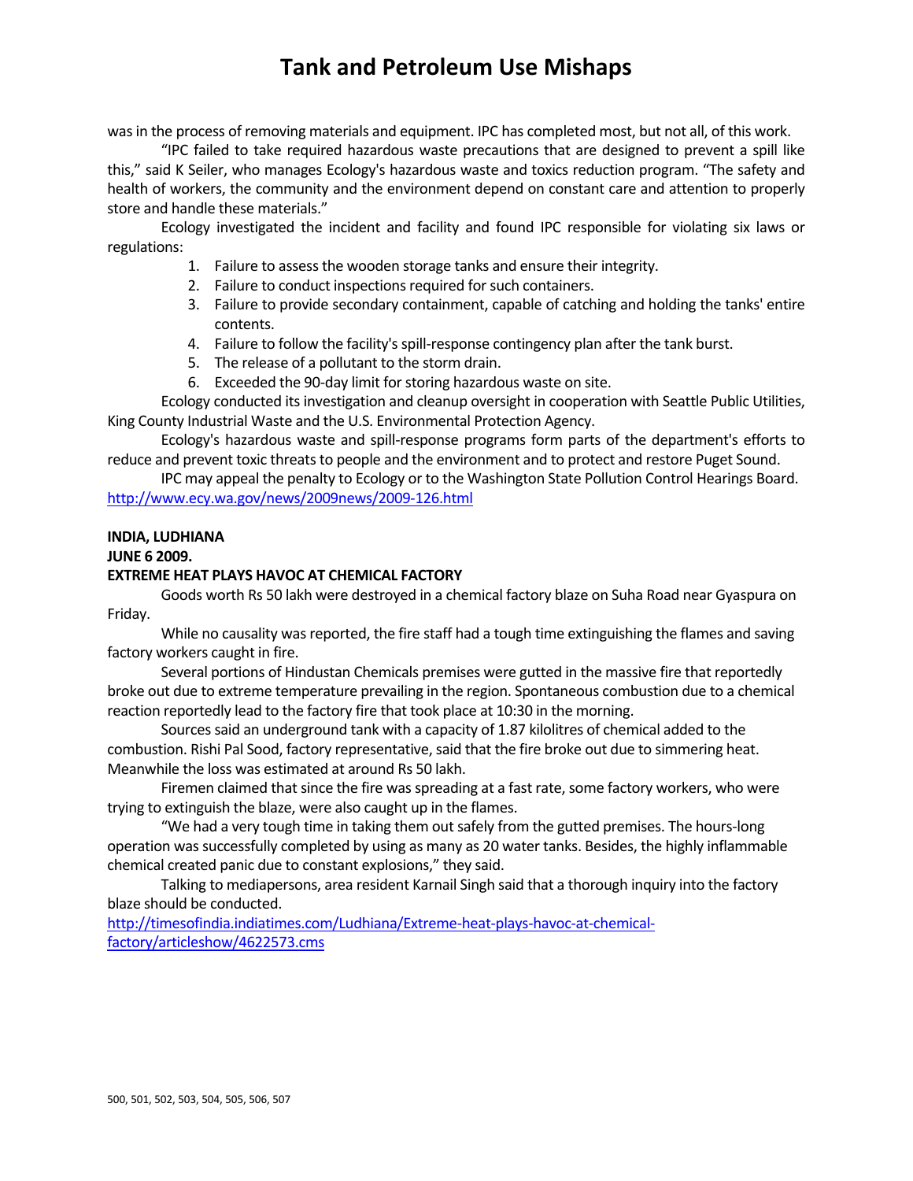was in the process of removing materials and equipment. IPC has completed most, but not all, of this work.

"IPC failed to take required hazardous waste precautions that are designed to prevent a spill like this," said K Seiler, who manages Ecology's hazardous waste and toxics reduction program. "The safety and health of workers, the community and the environment depend on constant care and attention to properly store and handle these materials."

Ecology investigated the incident and facility and found IPC responsible for violating six laws or regulations:

1. Failure to assess the wooden storage tanks and ensure their integrity.
2. Failure to conduct inspections required for such containers.
3. Failure to provide secondary containment, capable of catching and holding the tanks' entire contents.
4. Failure to follow the facility's spill-response contingency plan after the tank burst.
5. The release of a pollutant to the storm drain.
6. Exceeded the 90-day limit for storing hazardous waste on site.

Ecology conducted its investigation and cleanup oversight in cooperation with Seattle Public Utilities, King County Industrial Waste and the U.S. Environmental Protection Agency.

Ecology's hazardous waste and spill-response programs form parts of the department's efforts to reduce and prevent toxic threats to people and the environment and to protect and restore Puget Sound.

IPC may appeal the penalty to Ecology or to the Washington State Pollution Control Hearings Board.

http://www.ecy.wa.gov/news/2009news/2009-126.html

**INDIA, LUDHIANA**

**JUNE 6 2009.**

**EXTREME HEAT PLAYS HAVOC AT CHEMICAL FACTORY**

Goods worth Rs 50 lakh were destroyed in a chemical factory blaze on Suha Road near Gyaspura on Friday.

While no causality was reported, the fire staff had a tough time extinguishing the flames and saving factory workers caught in fire.

Several portions of Hindustan Chemicals premises were gutted in the massive fire that reportedly broke out due to extreme temperature prevailing in the region. Spontaneous combustion due to a chemical reaction reportedly lead to the factory fire that took place at 10:30 in the morning.

Sources said an underground tank with a capacity of 1.87 kilolitres of chemical added to the combustion. Rishi Pal Sood, factory representative, said that the fire broke out due to simmering heat. Meanwhile the loss was estimated at around Rs 50 lakh.

Firemen claimed that since the fire was spreading at a fast rate, some factory workers, who were trying to extinguish the blaze, were also caught up in the flames.

"We had a very tough time in taking them out safely from the gutted premises. The hours-long operation was successfully completed by using as many as 20 water tanks. Besides, the highly inflammable chemical created panic due to constant explosions," they said.

Talking to mediapersons, area resident Karnail Singh said that a thorough inquiry into the factory blaze should be conducted.

http://timesofindia.indiatimes.com/Ludhiana/Extreme-heat-plays-havoc-at-chemical-factory/articleshow/4622573.cms

500, 501, 502, 503, 504, 505, 506, 507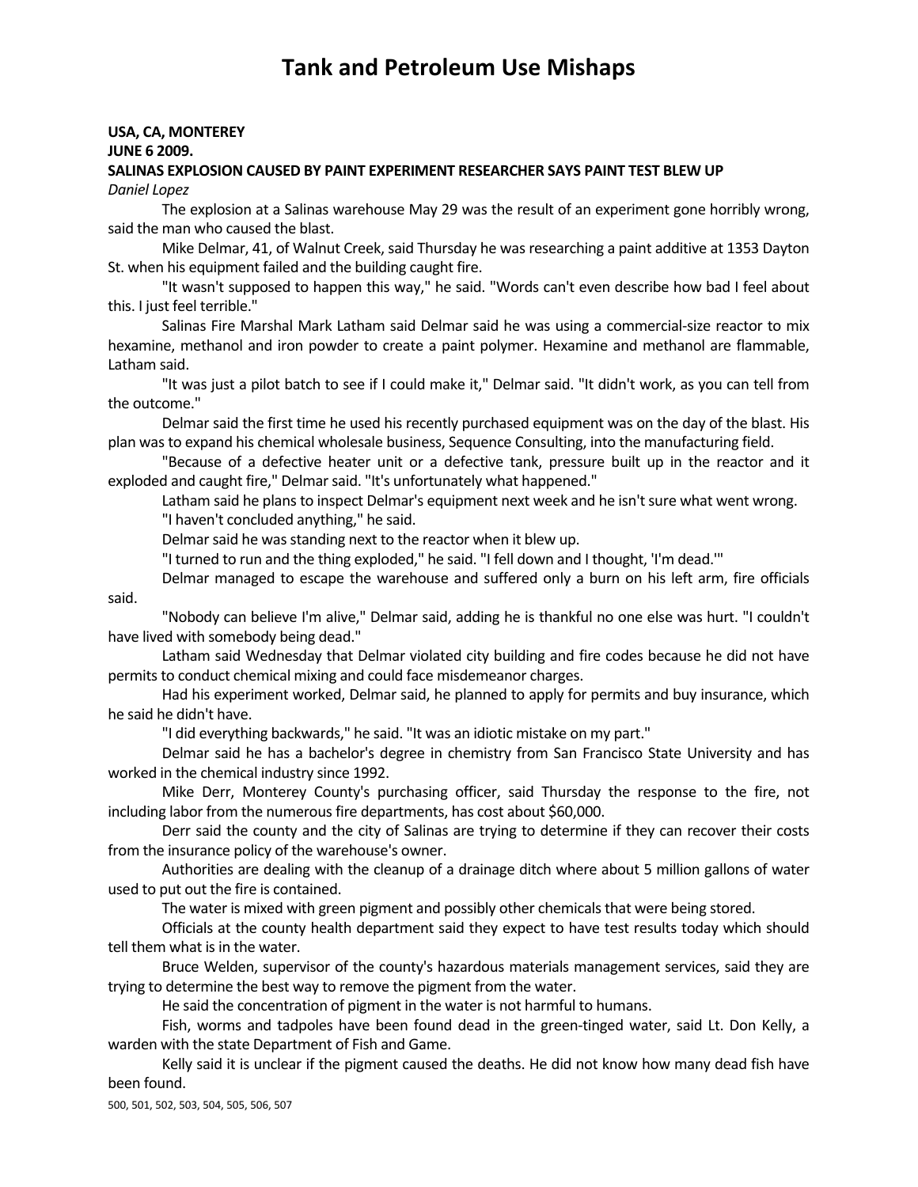# Tank and Petroleum Use Mishaps

**USA, CA, MONTEREY**
**JUNE 6 2009.**
**SALINAS EXPLOSION CAUSED BY PAINT EXPERIMENT RESEARCHER SAYS PAINT TEST BLEW UP**
*Daniel Lopez*

The explosion at a Salinas warehouse May 29 was the result of an experiment gone horribly wrong, said the man who caused the blast.

Mike Delmar, 41, of Walnut Creek, said Thursday he was researching a paint additive at 1353 Dayton St. when his equipment failed and the building caught fire.

"It wasn't supposed to happen this way," he said. "Words can't even describe how bad I feel about this. I just feel terrible."

Salinas Fire Marshal Mark Latham said Delmar said he was using a commercial-size reactor to mix hexamine, methanol and iron powder to create a paint polymer. Hexamine and methanol are flammable, Latham said.

"It was just a pilot batch to see if I could make it," Delmar said. "It didn't work, as you can tell from the outcome."

Delmar said the first time he used his recently purchased equipment was on the day of the blast. His plan was to expand his chemical wholesale business, Sequence Consulting, into the manufacturing field.

"Because of a defective heater unit or a defective tank, pressure built up in the reactor and it exploded and caught fire," Delmar said. "It's unfortunately what happened."

Latham said he plans to inspect Delmar's equipment next week and he isn't sure what went wrong.

"I haven't concluded anything," he said.

Delmar said he was standing next to the reactor when it blew up.

"I turned to run and the thing exploded," he said. "I fell down and I thought, 'I'm dead.'"

Delmar managed to escape the warehouse and suffered only a burn on his left arm, fire officials said.

"Nobody can believe I'm alive," Delmar said, adding he is thankful no one else was hurt. "I couldn't have lived with somebody being dead."

Latham said Wednesday that Delmar violated city building and fire codes because he did not have permits to conduct chemical mixing and could face misdemeanor charges.

Had his experiment worked, Delmar said, he planned to apply for permits and buy insurance, which he said he didn't have.

"I did everything backwards," he said. "It was an idiotic mistake on my part."

Delmar said he has a bachelor's degree in chemistry from San Francisco State University and has worked in the chemical industry since 1992.

Mike Derr, Monterey County's purchasing officer, said Thursday the response to the fire, not including labor from the numerous fire departments, has cost about $60,000.

Derr said the county and the city of Salinas are trying to determine if they can recover their costs from the insurance policy of the warehouse's owner.

Authorities are dealing with the cleanup of a drainage ditch where about 5 million gallons of water used to put out the fire is contained.

The water is mixed with green pigment and possibly other chemicals that were being stored.

Officials at the county health department said they expect to have test results today which should tell them what is in the water.

Bruce Welden, supervisor of the county's hazardous materials management services, said they are trying to determine the best way to remove the pigment from the water.

He said the concentration of pigment in the water is not harmful to humans.

Fish, worms and tadpoles have been found dead in the green-tinged water, said Lt. Don Kelly, a warden with the state Department of Fish and Game.

Kelly said it is unclear if the pigment caused the deaths. He did not know how many dead fish have been found.

500, 501, 502, 503, 504, 505, 506, 507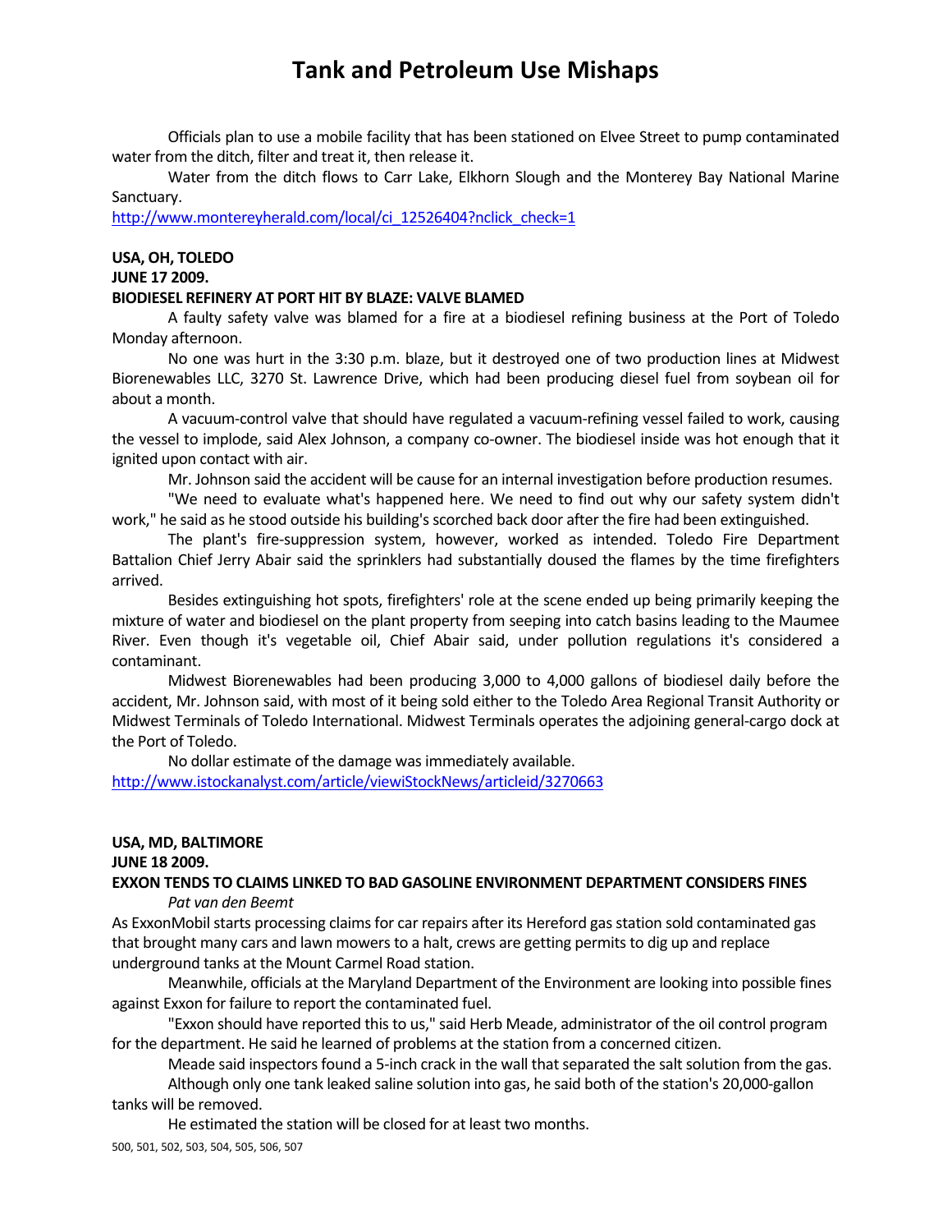Officials plan to use a mobile facility that has been stationed on Elvee Street to pump contaminated water from the ditch, filter and treat it, then release it.

Water from the ditch flows to Carr Lake, Elkhorn Slough and the Monterey Bay National Marine Sanctuary.

http://www.montereyherald.com/local/ci_12526404?nclick_check=1

**USA, OH, TOLEDO**
**JUNE 17 2009.**
**BIODIESEL REFINERY AT PORT HIT BY BLAZE: VALVE BLAMED**

A faulty safety valve was blamed for a fire at a biodiesel refining business at the Port of Toledo Monday afternoon.

No one was hurt in the 3:30 p.m. blaze, but it destroyed one of two production lines at Midwest Biorenewables LLC, 3270 St. Lawrence Drive, which had been producing diesel fuel from soybean oil for about a month.

A vacuum-control valve that should have regulated a vacuum-refining vessel failed to work, causing the vessel to implode, said Alex Johnson, a company co-owner. The biodiesel inside was hot enough that it ignited upon contact with air.

Mr. Johnson said the accident will be cause for an internal investigation before production resumes.

"We need to evaluate what's happened here. We need to find out why our safety system didn't work," he said as he stood outside his building's scorched back door after the fire had been extinguished.

The plant's fire-suppression system, however, worked as intended. Toledo Fire Department Battalion Chief Jerry Abair said the sprinklers had substantially doused the flames by the time firefighters arrived.

Besides extinguishing hot spots, firefighters' role at the scene ended up being primarily keeping the mixture of water and biodiesel on the plant property from seeping into catch basins leading to the Maumee River. Even though it's vegetable oil, Chief Abair said, under pollution regulations it's considered a contaminant.

Midwest Biorenewables had been producing 3,000 to 4,000 gallons of biodiesel daily before the accident, Mr. Johnson said, with most of it being sold either to the Toledo Area Regional Transit Authority or Midwest Terminals of Toledo International. Midwest Terminals operates the adjoining general-cargo dock at the Port of Toledo.

No dollar estimate of the damage was immediately available.

http://www.istockanalyst.com/article/viewiStockNews/articleid/3270663

**USA, MD, BALTIMORE**
**JUNE 18 2009.**
**EXXON TENDS TO CLAIMS LINKED TO BAD GASOLINE ENVIRONMENT DEPARTMENT CONSIDERS FINES**

*Pat van den Beemt*

As ExxonMobil starts processing claims for car repairs after its Hereford gas station sold contaminated gas that brought many cars and lawn mowers to a halt, crews are getting permits to dig up and replace underground tanks at the Mount Carmel Road station.

Meanwhile, officials at the Maryland Department of the Environment are looking into possible fines against Exxon for failure to report the contaminated fuel.

"Exxon should have reported this to us," said Herb Meade, administrator of the oil control program for the department. He said he learned of problems at the station from a concerned citizen.

Meade said inspectors found a 5-inch crack in the wall that separated the salt solution from the gas.

Although only one tank leaked saline solution into gas, he said both of the station's 20,000-gallon tanks will be removed.

He estimated the station will be closed for at least two months.

500, 501, 502, 503, 504, 505, 506, 507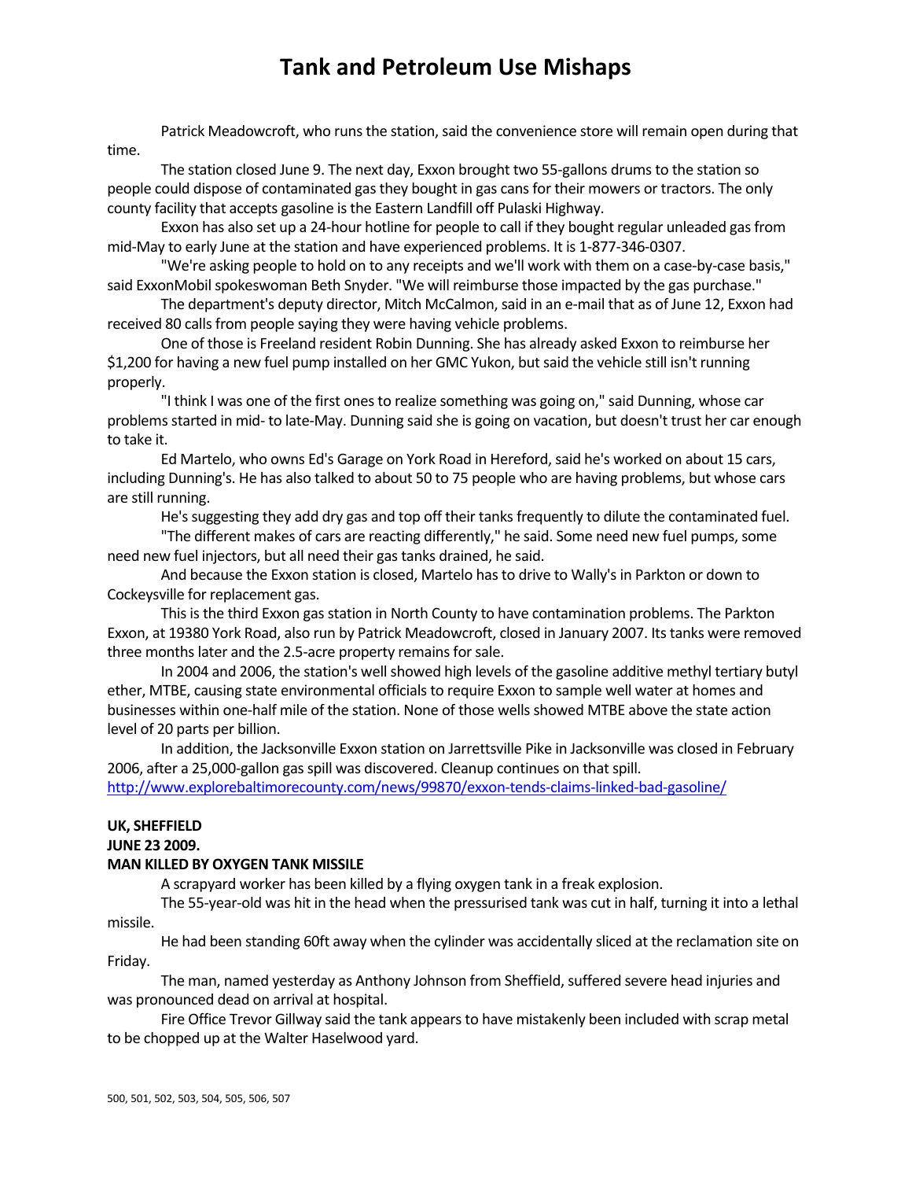Patrick Meadowcroft, who runs the station, said the convenience store will remain open during that time.

The station closed June 9. The next day, Exxon brought two 55-gallons drums to the station so people could dispose of contaminated gas they bought in gas cans for their mowers or tractors. The only county facility that accepts gasoline is the Eastern Landfill off Pulaski Highway.

Exxon has also set up a 24-hour hotline for people to call if they bought regular unleaded gas from mid-May to early June at the station and have experienced problems. It is 1-877-346-0307.

"We're asking people to hold on to any receipts and we'll work with them on a case-by-case basis," said ExxonMobil spokeswoman Beth Snyder. "We will reimburse those impacted by the gas purchase."

The department's deputy director, Mitch McCalmon, said in an e-mail that as of June 12, Exxon had received 80 calls from people saying they were having vehicle problems.

One of those is Freeland resident Robin Dunning. She has already asked Exxon to reimburse her $1,200 for having a new fuel pump installed on her GMC Yukon, but said the vehicle still isn't running properly.

"I think I was one of the first ones to realize something was going on," said Dunning, whose car problems started in mid- to late-May. Dunning said she is going on vacation, but doesn't trust her car enough to take it.

Ed Martelo, who owns Ed's Garage on York Road in Hereford, said he's worked on about 15 cars, including Dunning's. He has also talked to about 50 to 75 people who are having problems, but whose cars are still running.

He's suggesting they add dry gas and top off their tanks frequently to dilute the contaminated fuel.

"The different makes of cars are reacting differently," he said. Some need new fuel pumps, some need new fuel injectors, but all need their gas tanks drained, he said.

And because the Exxon station is closed, Martelo has to drive to Wally's in Parkton or down to Cockeysville for replacement gas.

This is the third Exxon gas station in North County to have contamination problems. The Parkton Exxon, at 19380 York Road, also run by Patrick Meadowcroft, closed in January 2007. Its tanks were removed three months later and the 2.5-acre property remains for sale.

In 2004 and 2006, the station's well showed high levels of the gasoline additive methyl tertiary butyl ether, MTBE, causing state environmental officials to require Exxon to sample well water at homes and businesses within one-half mile of the station. None of those wells showed MTBE above the state action level of 20 parts per billion.

In addition, the Jacksonville Exxon station on Jarrettsville Pike in Jacksonville was closed in February 2006, after a 25,000-gallon gas spill was discovered. Cleanup continues on that spill.
http://www.explorebaltimorecounty.com/news/99870/exxon-tends-claims-linked-bad-gasoline/

**UK, SHEFFIELD**
**JUNE 23 2009.**
**MAN KILLED BY OXYGEN TANK MISSILE**

A scrapyard worker has been killed by a flying oxygen tank in a freak explosion.

The 55-year-old was hit in the head when the pressurised tank was cut in half, turning it into a lethal missile.

He had been standing 60ft away when the cylinder was accidentally sliced at the reclamation site on Friday.

The man, named yesterday as Anthony Johnson from Sheffield, suffered severe head injuries and was pronounced dead on arrival at hospital.

Fire Office Trevor Gillway said the tank appears to have mistakenly been included with scrap metal to be chopped up at the Walter Haselwood yard.

500, 501, 502, 503, 504, 505, 506, 507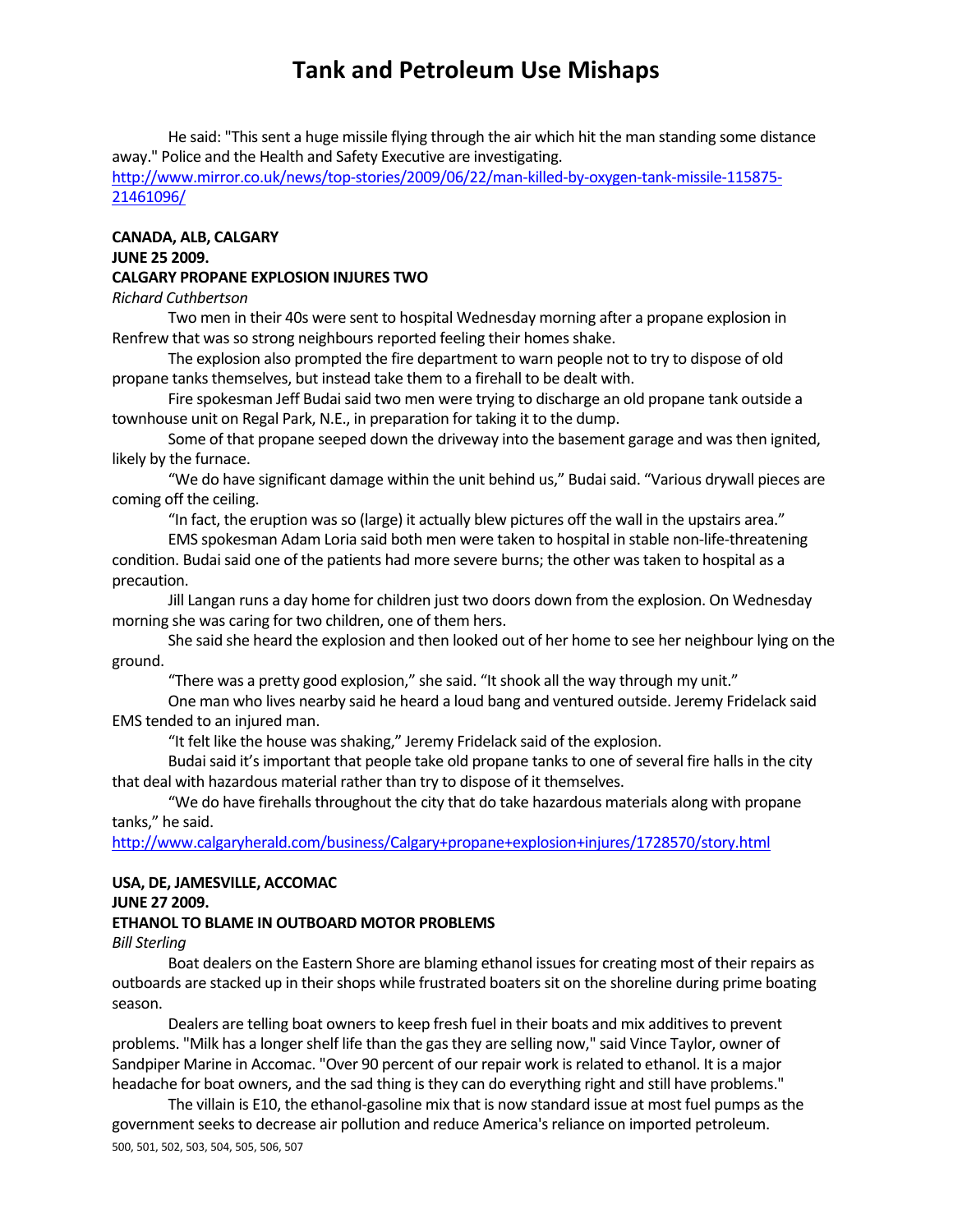He said: "This sent a huge missile flying through the air which hit the man standing some distance away." Police and the Health and Safety Executive are investigating.
http://www.mirror.co.uk/news/top-stories/2009/06/22/man-killed-by-oxygen-tank-missile-115875-21461096/

**CANADA, ALB, CALGARY**
**JUNE 25 2009.**
**CALGARY PROPANE EXPLOSION INJURES TWO**
*Richard Cuthbertson*

Two men in their 40s were sent to hospital Wednesday morning after a propane explosion in Renfrew that was so strong neighbours reported feeling their homes shake.

The explosion also prompted the fire department to warn people not to try to dispose of old propane tanks themselves, but instead take them to a firehall to be dealt with.

Fire spokesman Jeff Budai said two men were trying to discharge an old propane tank outside a townhouse unit on Regal Park, N.E., in preparation for taking it to the dump.

Some of that propane seeped down the driveway into the basement garage and was then ignited, likely by the furnace.

"We do have significant damage within the unit behind us," Budai said. "Various drywall pieces are coming off the ceiling.

"In fact, the eruption was so (large) it actually blew pictures off the wall in the upstairs area."

EMS spokesman Adam Loria said both men were taken to hospital in stable non-life-threatening condition. Budai said one of the patients had more severe burns; the other was taken to hospital as a precaution.

Jill Langan runs a day home for children just two doors down from the explosion. On Wednesday morning she was caring for two children, one of them hers.

She said she heard the explosion and then looked out of her home to see her neighbour lying on the ground.

"There was a pretty good explosion," she said. "It shook all the way through my unit."

One man who lives nearby said he heard a loud bang and ventured outside. Jeremy Fridelack said EMS tended to an injured man.

"It felt like the house was shaking," Jeremy Fridelack said of the explosion.

Budai said it's important that people take old propane tanks to one of several fire halls in the city that deal with hazardous material rather than try to dispose of it themselves.

"We do have firehalls throughout the city that do take hazardous materials along with propane tanks," he said.
http://www.calgaryherald.com/business/Calgary+propane+explosion+injures/1728570/story.html

**USA, DE, JAMESVILLE, ACCOMAC**
**JUNE 27 2009.**
**ETHANOL TO BLAME IN OUTBOARD MOTOR PROBLEMS**
*Bill Sterling*

Boat dealers on the Eastern Shore are blaming ethanol issues for creating most of their repairs as outboards are stacked up in their shops while frustrated boaters sit on the shoreline during prime boating season.

Dealers are telling boat owners to keep fresh fuel in their boats and mix additives to prevent problems. "Milk has a longer shelf life than the gas they are selling now," said Vince Taylor, owner of Sandpiper Marine in Accomac. "Over 90 percent of our repair work is related to ethanol. It is a major headache for boat owners, and the sad thing is they can do everything right and still have problems."

The villain is E10, the ethanol-gasoline mix that is now standard issue at most fuel pumps as the government seeks to decrease air pollution and reduce America's reliance on imported petroleum.

500, 501, 502, 503, 504, 505, 506, 507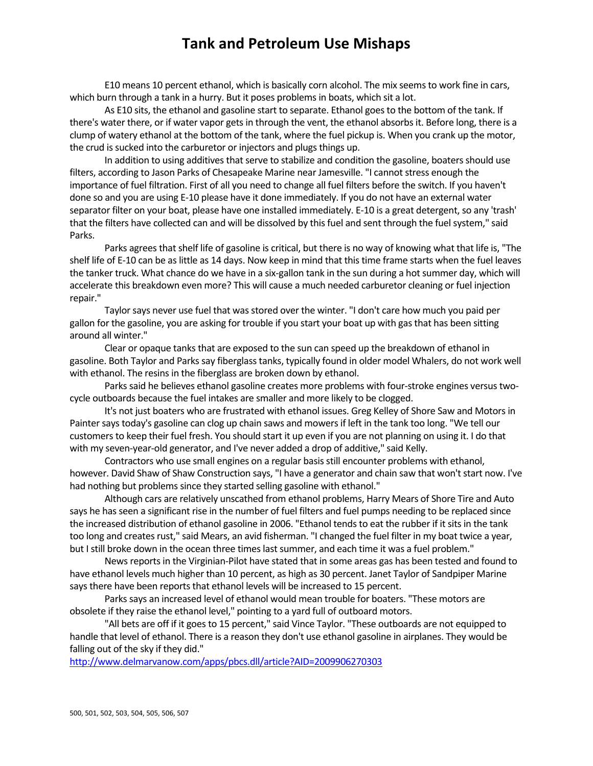# Tank and Petroleum Use Mishaps

E10 means 10 percent ethanol, which is basically corn alcohol. The mix seems to work fine in cars, which burn through a tank in a hurry. But it poses problems in boats, which sit a lot.

As E10 sits, the ethanol and gasoline start to separate. Ethanol goes to the bottom of the tank. If there's water there, or if water vapor gets in through the vent, the ethanol absorbs it. Before long, there is a clump of watery ethanol at the bottom of the tank, where the fuel pickup is. When you crank up the motor, the crud is sucked into the carburetor or injectors and plugs things up.

In addition to using additives that serve to stabilize and condition the gasoline, boaters should use filters, according to Jason Parks of Chesapeake Marine near Jamesville. "I cannot stress enough the importance of fuel filtration. First of all you need to change all fuel filters before the switch. If you haven't done so and you are using E-10 please have it done immediately. If you do not have an external water separator filter on your boat, please have one installed immediately. E-10 is a great detergent, so any 'trash' that the filters have collected can and will be dissolved by this fuel and sent through the fuel system," said Parks.

Parks agrees that shelf life of gasoline is critical, but there is no way of knowing what that life is, "The shelf life of E-10 can be as little as 14 days. Now keep in mind that this time frame starts when the fuel leaves the tanker truck. What chance do we have in a six-gallon tank in the sun during a hot summer day, which will accelerate this breakdown even more? This will cause a much needed carburetor cleaning or fuel injection repair."

Taylor says never use fuel that was stored over the winter. "I don't care how much you paid per gallon for the gasoline, you are asking for trouble if you start your boat up with gas that has been sitting around all winter."

Clear or opaque tanks that are exposed to the sun can speed up the breakdown of ethanol in gasoline. Both Taylor and Parks say fiberglass tanks, typically found in older model Whalers, do not work well with ethanol. The resins in the fiberglass are broken down by ethanol.

Parks said he believes ethanol gasoline creates more problems with four-stroke engines versus two-cycle outboards because the fuel intakes are smaller and more likely to be clogged.

It's not just boaters who are frustrated with ethanol issues. Greg Kelley of Shore Saw and Motors in Painter says today's gasoline can clog up chain saws and mowers if left in the tank too long. "We tell our customers to keep their fuel fresh. You should start it up even if you are not planning on using it. I do that with my seven-year-old generator, and I've never added a drop of additive," said Kelly.

Contractors who use small engines on a regular basis still encounter problems with ethanol, however. David Shaw of Shaw Construction says, "I have a generator and chain saw that won't start now. I've had nothing but problems since they started selling gasoline with ethanol."

Although cars are relatively unscathed from ethanol problems, Harry Mears of Shore Tire and Auto says he has seen a significant rise in the number of fuel filters and fuel pumps needing to be replaced since the increased distribution of ethanol gasoline in 2006. "Ethanol tends to eat the rubber if it sits in the tank too long and creates rust," said Mears, an avid fisherman. "I changed the fuel filter in my boat twice a year, but I still broke down in the ocean three times last summer, and each time it was a fuel problem."

News reports in the Virginian-Pilot have stated that in some areas gas has been tested and found to have ethanol levels much higher than 10 percent, as high as 30 percent. Janet Taylor of Sandpiper Marine says there have been reports that ethanol levels will be increased to 15 percent.

Parks says an increased level of ethanol would mean trouble for boaters. "These motors are obsolete if they raise the ethanol level," pointing to a yard full of outboard motors.

"All bets are off if it goes to 15 percent," said Vince Taylor. "These outboards are not equipped to handle that level of ethanol. There is a reason they don't use ethanol gasoline in airplanes. They would be falling out of the sky if they did."

http://www.delmarvanow.com/apps/pbcs.dll/article?AID=2009906270303

500, 501, 502, 503, 504, 505, 506, 507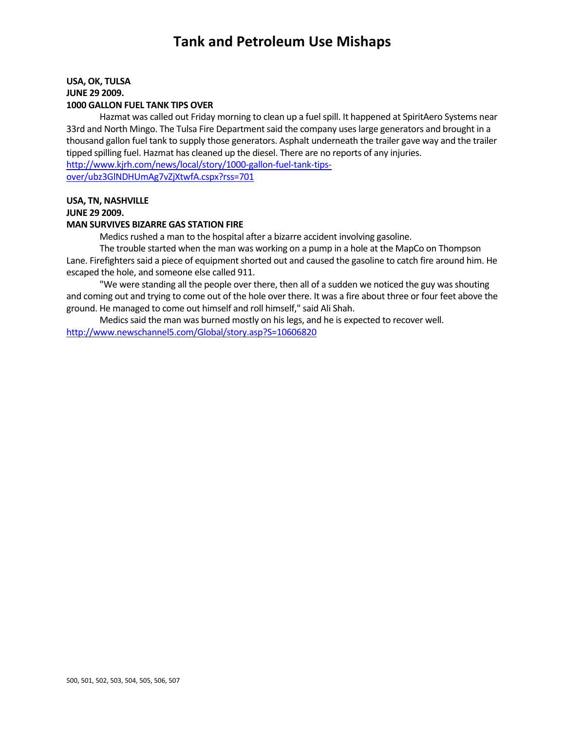# Tank and Petroleum Use Mishaps

**USA, OK, TULSA**
**JUNE 29 2009.**
**1000 GALLON FUEL TANK TIPS OVER**

Hazmat was called out Friday morning to clean up a fuel spill. It happened at SpiritAero Systems near 33rd and North Mingo. The Tulsa Fire Department said the company uses large generators and brought in a thousand gallon fuel tank to supply those generators. Asphalt underneath the trailer gave way and the trailer tipped spilling fuel. Hazmat has cleaned up the diesel. There are no reports of any injuries.
http://www.kjrh.com/news/local/story/1000-gallon-fuel-tank-tips-over/ubz3GlNDHUmAg7vZjXtwfA.cspx?rss=701

**USA, TN, NASHVILLE**
**JUNE 29 2009.**
**MAN SURVIVES BIZARRE GAS STATION FIRE**

Medics rushed a man to the hospital after a bizarre accident involving gasoline.

The trouble started when the man was working on a pump in a hole at the MapCo on Thompson Lane. Firefighters said a piece of equipment shorted out and caused the gasoline to catch fire around him. He escaped the hole, and someone else called 911.

"We were standing all the people over there, then all of a sudden we noticed the guy was shouting and coming out and trying to come out of the hole over there. It was a fire about three or four feet above the ground. He managed to come out himself and roll himself," said Ali Shah.

Medics said the man was burned mostly on his legs, and he is expected to recover well.
http://www.newschannel5.com/Global/story.asp?S=10606820

500, 501, 502, 503, 504, 505, 506, 507